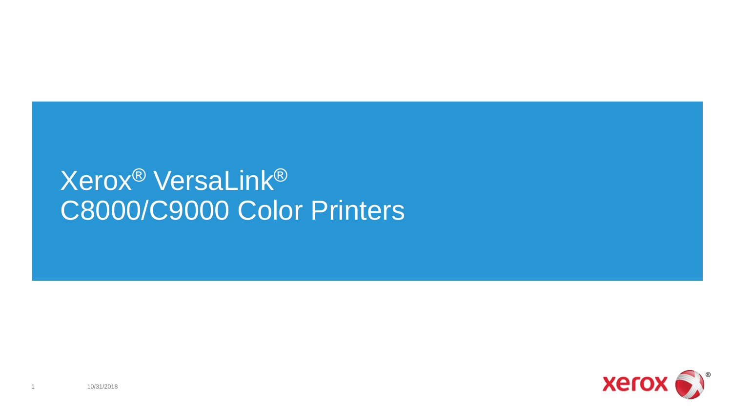# Xerox® VersaLink® C8000/C9000 Color Printers

10/31/2018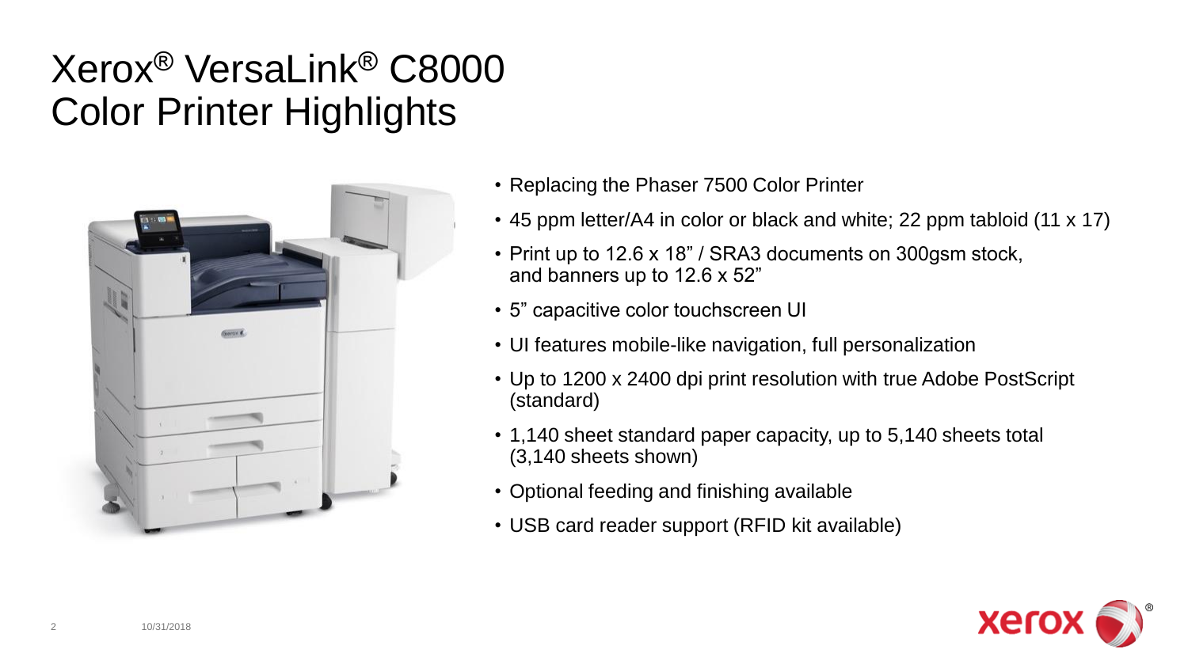# Xerox® VersaLink® C8000 Color Printer Highlights

- Replacing the Phaser 7500 Color Printer
- 45 ppm letter/A4 in color or black and white; 22 ppm tabloid (11 x 17)
- Print up to 12.6 x 18" / SRA3 documents on 300gsm stock, and banners up to 12.6 x 52"
- 5" capacitive color touchscreen UI
- UI features mobile-like navigation, full personalization
- Up to 1200 x 2400 dpi print resolution with true Adobe PostScript (standard)
- 1,140 sheet standard paper capacity, up to 5,140 sheets total (3,140 sheets shown)
- Optional feeding and finishing available
- USB card reader support (RFID kit available)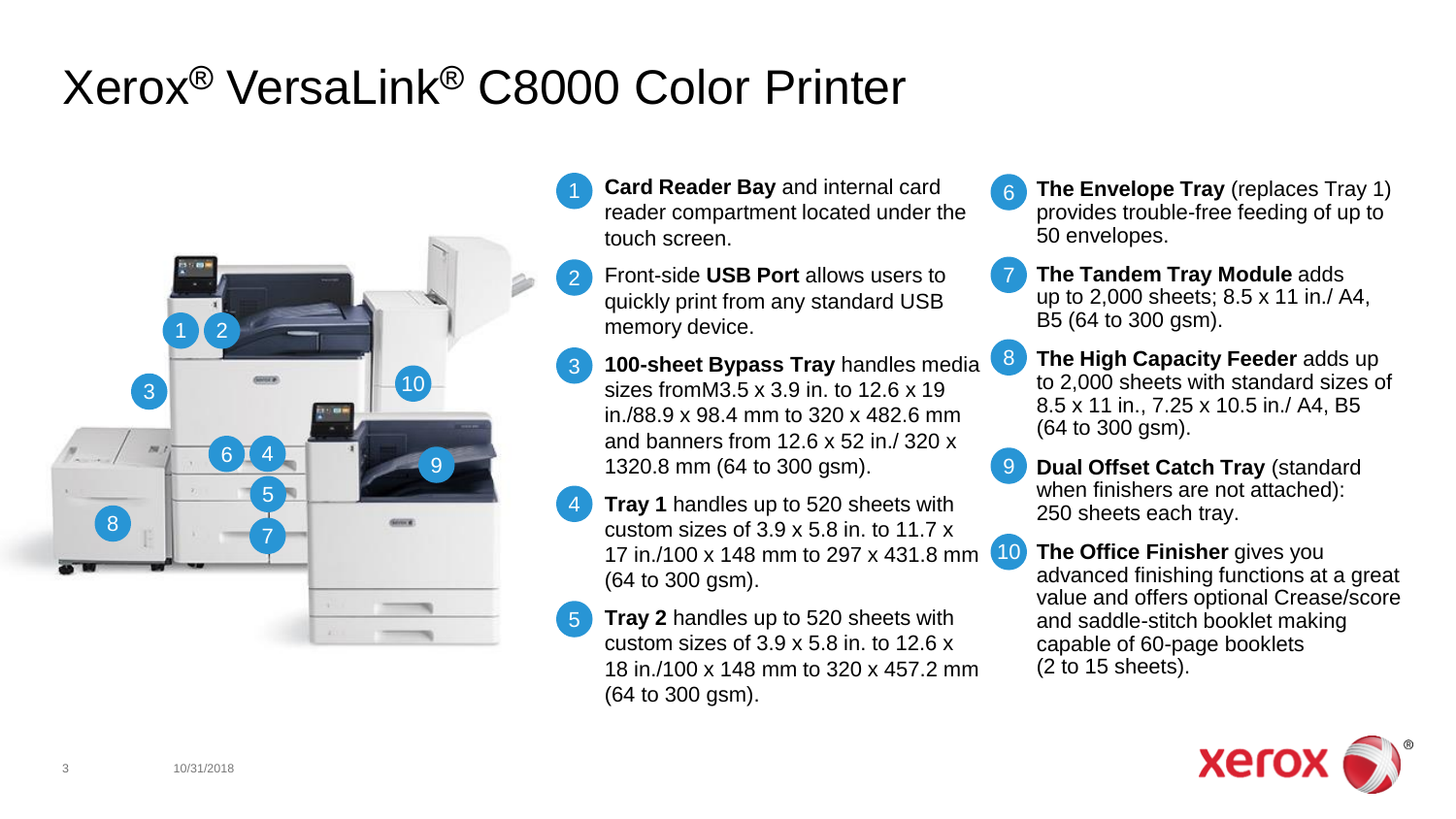# Xerox® VersaLink® C8000 Color Printer

1. **Card Reader Bay** and internal card reader compartment located under the touch screen.
2. Front-side **USB Port** allows users to quickly print from any standard USB memory device.
3. **100-sheet Bypass Tray** handles media sizes fromM3.5 x 3.9 in. to 12.6 x 19 in./88.9 x 98.4 mm to 320 x 482.6 mm and banners from 12.6 x 52 in./ 320 x 1320.8 mm (64 to 300 gsm).
4. **Tray 1** handles up to 520 sheets with custom sizes of 3.9 x 5.8 in. to 11.7 x 17 in./100 x 148 mm to 297 x 431.8 mm (64 to 300 gsm).
5. **Tray 2** handles up to 520 sheets with custom sizes of 3.9 x 5.8 in. to 12.6 x 18 in./100 x 148 mm to 320 x 457.2 mm (64 to 300 gsm).
6. **The Envelope Tray** (replaces Tray 1) provides trouble-free feeding of up to 50 envelopes.
7. **The Tandem Tray Module** adds up to 2,000 sheets; 8.5 x 11 in./ A4, B5 (64 to 300 gsm).
8. **The High Capacity Feeder** adds up to 2,000 sheets with standard sizes of 8.5 x 11 in., 7.25 x 10.5 in./ A4, B5 (64 to 300 gsm).
9. **Dual Offset Catch Tray** (standard when finishers are not attached): 250 sheets each tray.
10. **The Office Finisher** gives you advanced finishing functions at a great value and offers optional Crease/score and saddle-stitch booklet making capable of 60-page booklets (2 to 15 sheets).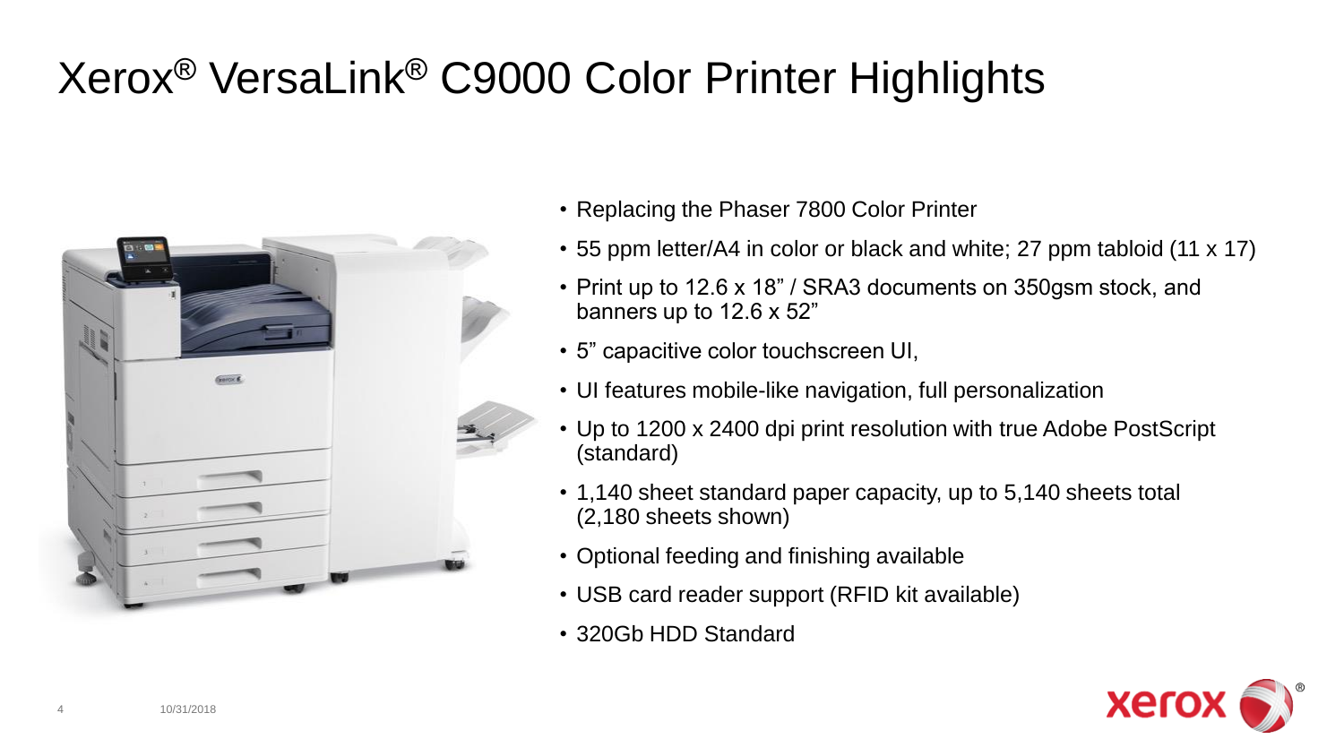# Xerox® VersaLink® C9000 Color Printer Highlights

- Replacing the Phaser 7800 Color Printer
- 55 ppm letter/A4 in color or black and white; 27 ppm tabloid (11 x 17)
- Print up to 12.6 x 18" / SRA3 documents on 350gsm stock, and banners up to 12.6 x 52"
- 5" capacitive color touchscreen UI,
- UI features mobile-like navigation, full personalization
- Up to 1200 x 2400 dpi print resolution with true Adobe PostScript (standard)
- 1,140 sheet standard paper capacity, up to 5,140 sheets total (2,180 sheets shown)
- Optional feeding and finishing available
- USB card reader support (RFID kit available)
- 320Gb HDD Standard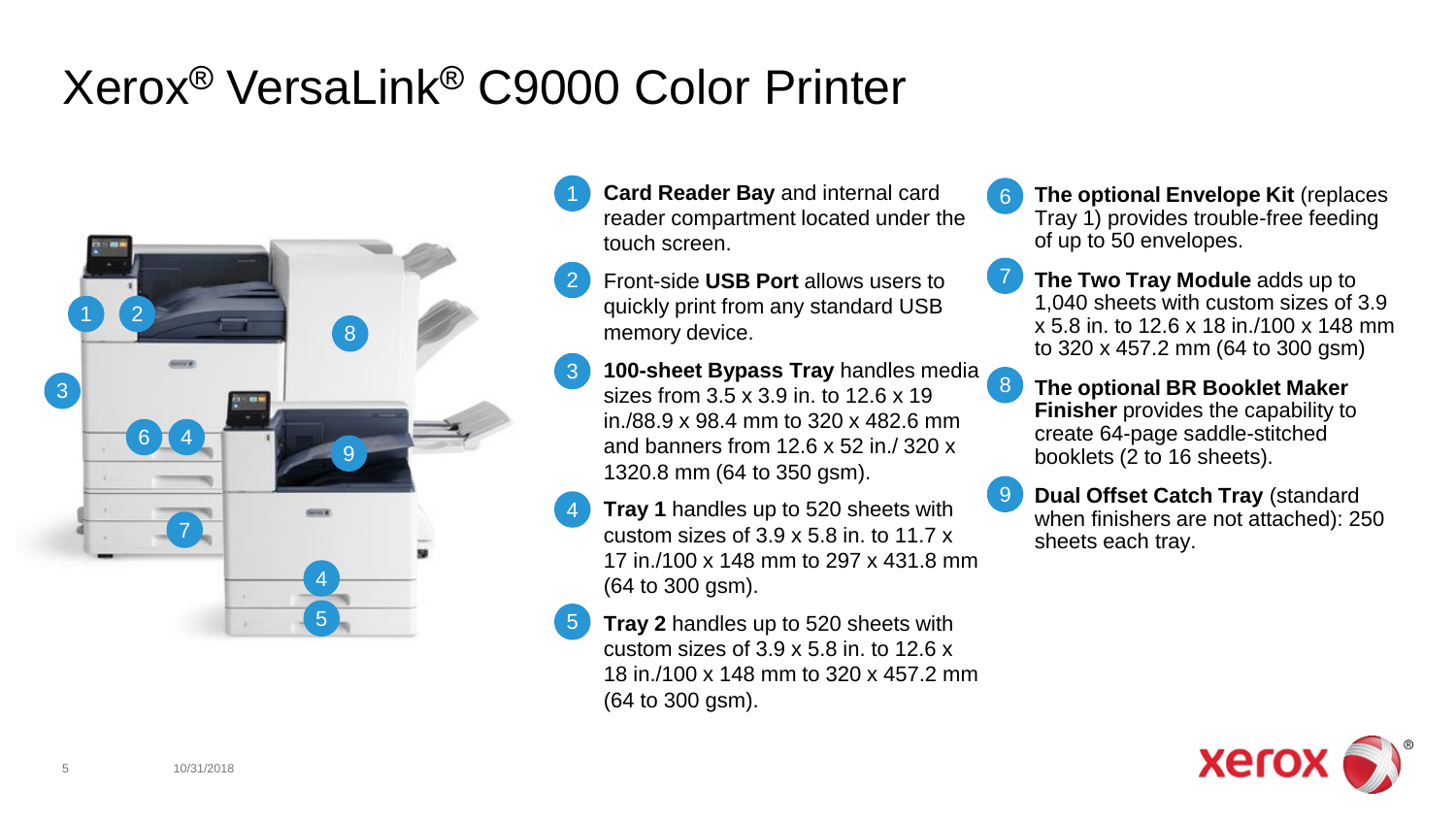# Xerox® VersaLink® C9000 Color Printer

1. **Card Reader Bay** and internal card reader compartment located under the touch screen.
2. Front-side **USB Port** allows users to quickly print from any standard USB memory device.
3. **100-sheet Bypass Tray** handles media sizes from 3.5 x 3.9 in. to 12.6 x 19 in./88.9 x 98.4 mm to 320 x 482.6 mm and banners from 12.6 x 52 in./ 320 x 1320.8 mm (64 to 350 gsm).
4. **Tray 1** handles up to 520 sheets with custom sizes of 3.9 x 5.8 in. to 11.7 x 17 in./100 x 148 mm to 297 x 431.8 mm (64 to 300 gsm).
5. **Tray 2** handles up to 520 sheets with custom sizes of 3.9 x 5.8 in. to 12.6 x 18 in./100 x 148 mm to 320 x 457.2 mm (64 to 300 gsm).
6. **The optional Envelope Kit** (replaces Tray 1) provides trouble-free feeding of up to 50 envelopes.
7. **The Two Tray Module** adds up to 1,040 sheets with custom sizes of 3.9 x 5.8 in. to 12.6 x 18 in./100 x 148 mm to 320 x 457.2 mm (64 to 300 gsm)
8. **The optional BR Booklet Maker Finisher** provides the capability to create 64-page saddle-stitched booklets (2 to 16 sheets).
9. **Dual Offset Catch Tray** (standard when finishers are not attached): 250 sheets each tray.

10/31/2018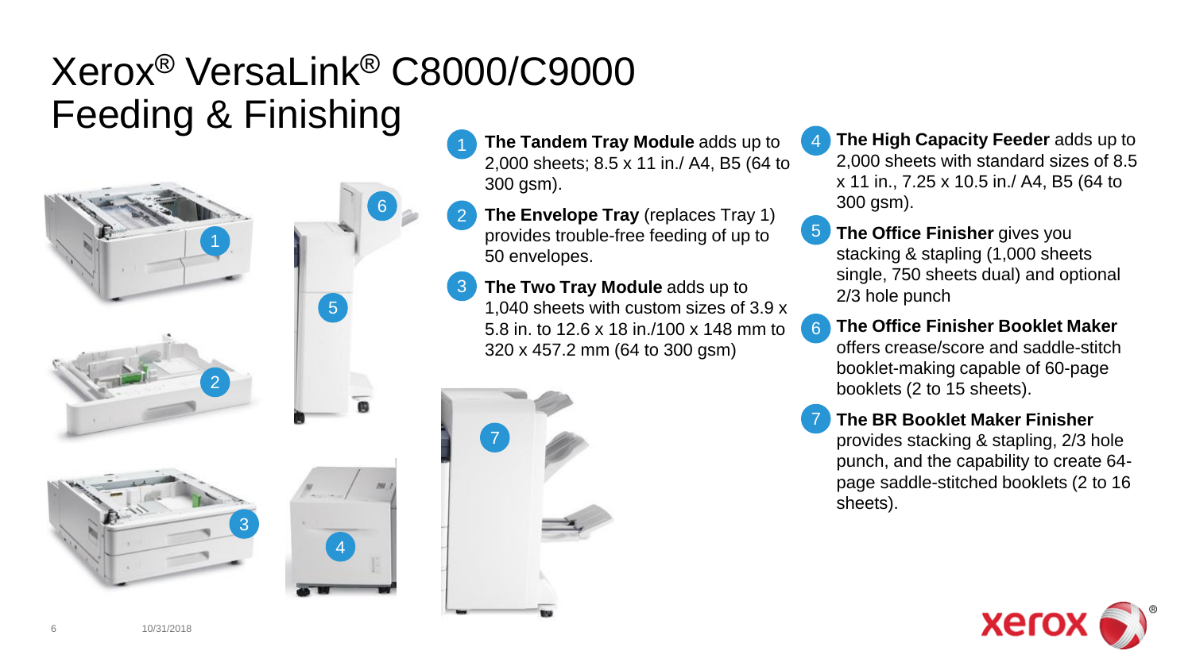# Xerox® VersaLink® C8000/C9000 Feeding & Finishing

1. **The Tandem Tray Module** adds up to 2,000 sheets; 8.5 x 11 in./ A4, B5 (64 to 300 gsm).
2. **The Envelope Tray** (replaces Tray 1) provides trouble-free feeding of up to 50 envelopes.
3. **The Two Tray Module** adds up to 1,040 sheets with custom sizes of 3.9 x 5.8 in. to 12.6 x 18 in./100 x 148 mm to 320 x 457.2 mm (64 to 300 gsm)
4. **The High Capacity Feeder** adds up to 2,000 sheets with standard sizes of 8.5 x 11 in., 7.25 x 10.5 in./ A4, B5 (64 to 300 gsm).
5. **The Office Finisher** gives you stacking & stapling (1,000 sheets single, 750 sheets dual) and optional 2/3 hole punch
6. **The Office Finisher Booklet Maker** offers crease/score and saddle-stitch booklet-making capable of 60-page booklets (2 to 15 sheets).
7. **The BR Booklet Maker Finisher** provides stacking & stapling, 2/3 hole punch, and the capability to create 64-page saddle-stitched booklets (2 to 16 sheets).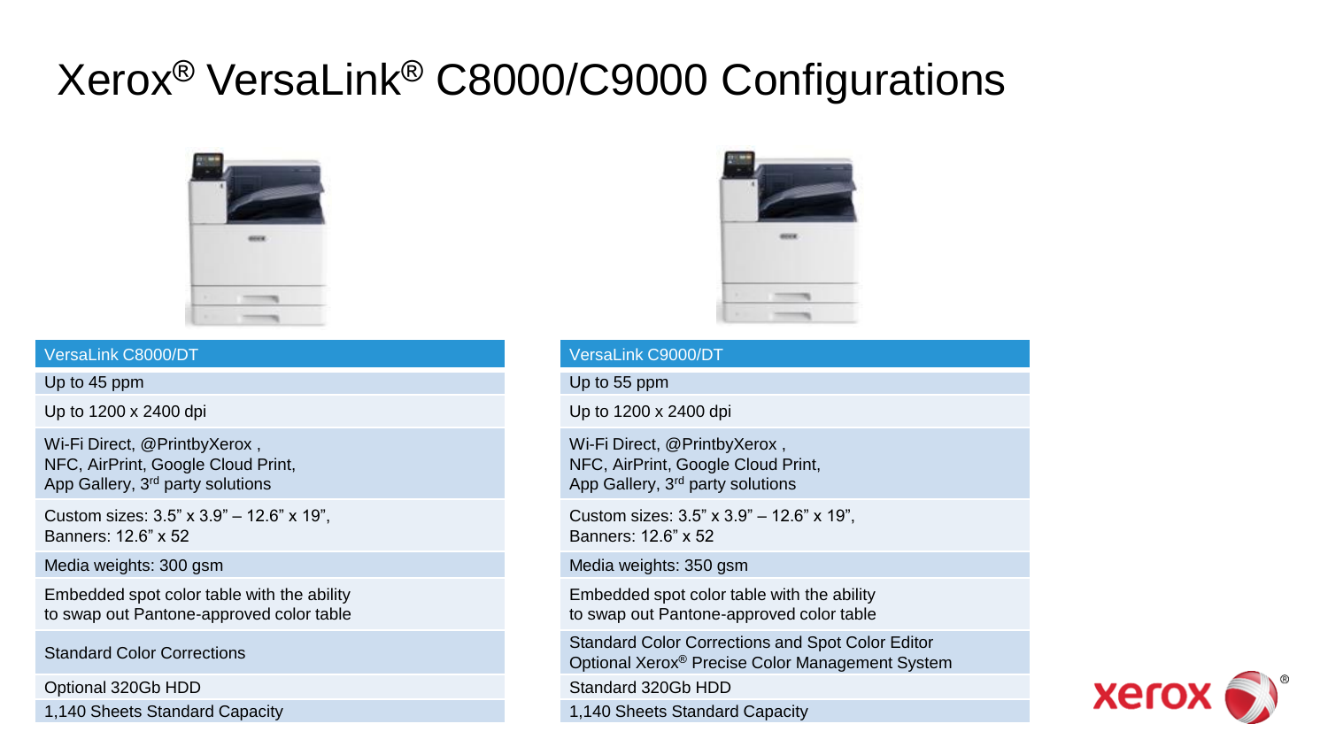# Xerox® VersaLink® C8000/C9000 Configurations

| VersaLink C8000/DT | VersaLink C9000/DT |
|---|---|
| Up to 45 ppm | Up to 55 ppm |
| Up to 1200 x 2400 dpi | Up to 1200 x 2400 dpi |
| Wi-Fi Direct, @PrintbyXerox , NFC, AirPrint, Google Cloud Print, App Gallery, 3rd party solutions | Wi-Fi Direct, @PrintbyXerox , NFC, AirPrint, Google Cloud Print, App Gallery, 3rd party solutions |
| Custom sizes: 3.5" x 3.9" – 12.6" x 19", Banners: 12.6" x 52 | Custom sizes: 3.5" x 3.9" – 12.6" x 19", Banners: 12.6" x 52 |
| Media weights: 300 gsm | Media weights: 350 gsm |
| Embedded spot color table with the ability to swap out Pantone-approved color table | Embedded spot color table with the ability to swap out Pantone-approved color table |
| Standard Color Corrections | Standard Color Corrections and Spot Color Editor Optional Xerox® Precise Color Management System |
| Optional 320Gb HDD | Standard 320Gb HDD |
| 1,140 Sheets Standard Capacity | 1,140 Sheets Standard Capacity |